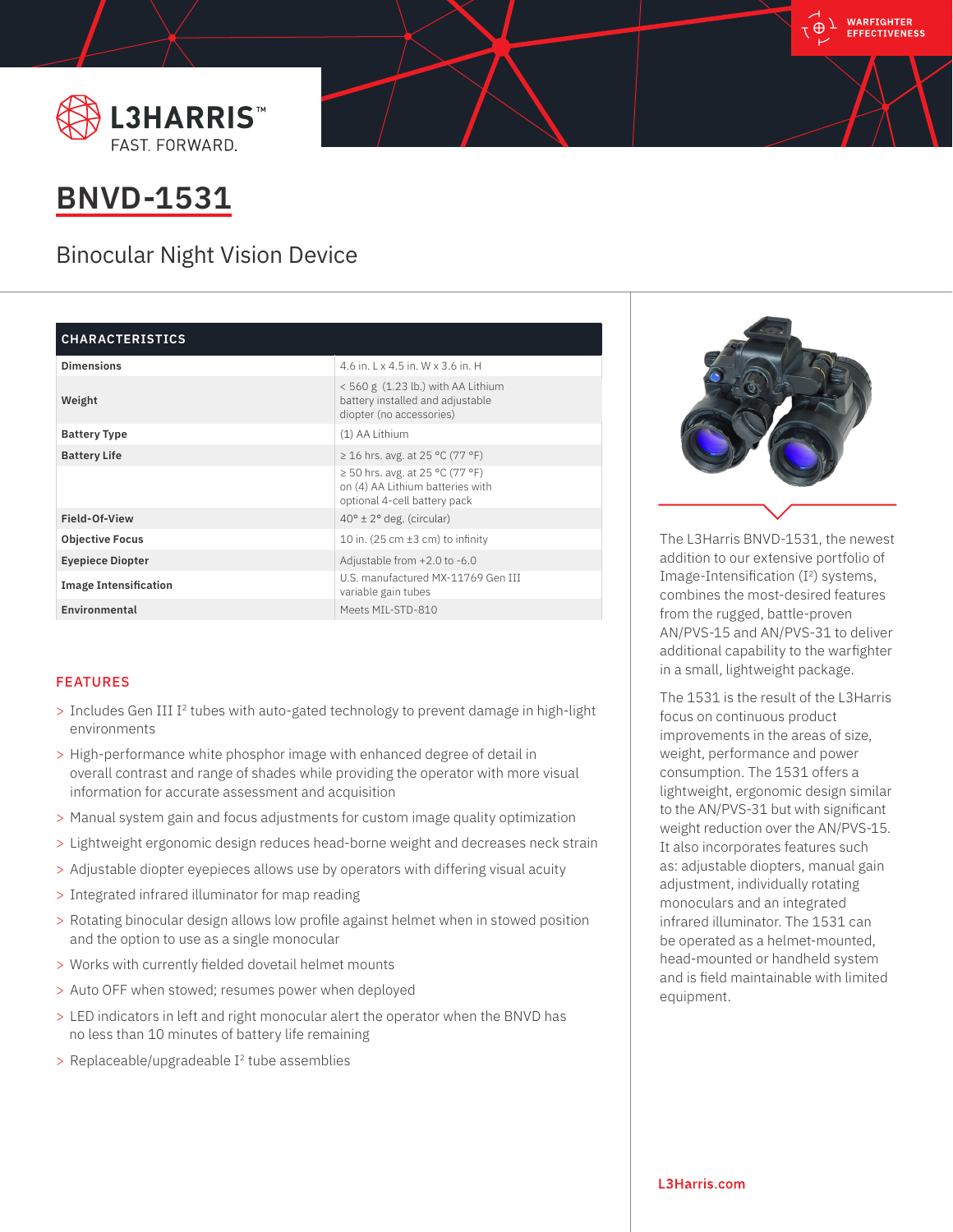L3HARRIS™
FAST. FORWARD.

WARFIGHTER EFFECTIVENESS

# BNVD-1531

## Binocular Night Vision Device

| CHARACTERISTICS | |
|---|---|
| **Dimensions** | 4.6 in. L x 4.5 in. W x 3.6 in. H |
| **Weight** | < 560 g (1.23 lb.) with AA Lithium battery installed and adjustable diopter (no accessories) |
| **Battery Type** | (1) AA Lithium |
| **Battery Life** | ≥ 16 hrs. avg. at 25 °C (77 °F) |
| | ≥ 50 hrs. avg. at 25 °C (77 °F) on (4) AA Lithium batteries with optional 4-cell battery pack |
| **Field-Of-View** | 40° ± 2° deg. (circular) |
| **Objective Focus** | 10 in. (25 cm ±3 cm) to infinity |
| **Eyepiece Diopter** | Adjustable from +2.0 to -6.0 |
| **Image Intensification** | U.S. manufactured MX-11769 Gen III variable gain tubes |
| **Environmental** | Meets MIL-STD-810 |

### FEATURES

- Includes Gen III I² tubes with auto-gated technology to prevent damage in high-light environments
- High-performance white phosphor image with enhanced degree of detail in overall contrast and range of shades while providing the operator with more visual information for accurate assessment and acquisition
- Manual system gain and focus adjustments for custom image quality optimization
- Lightweight ergonomic design reduces head-borne weight and decreases neck strain
- Adjustable diopter eyepieces allows use by operators with differing visual acuity
- Integrated infrared illuminator for map reading
- Rotating binocular design allows low profile against helmet when in stowed position and the option to use as a single monocular
- Works with currently fielded dovetail helmet mounts
- Auto OFF when stowed; resumes power when deployed
- LED indicators in left and right monocular alert the operator when the BNVD has no less than 10 minutes of battery life remaining
- Replaceable/upgradeable I² tube assemblies

The L3Harris BNVD-1531, the newest addition to our extensive portfolio of Image-Intensification (I²) systems, combines the most-desired features from the rugged, battle-proven AN/PVS-15 and AN/PVS-31 to deliver additional capability to the warfighter in a small, lightweight package.

The 1531 is the result of the L3Harris focus on continuous product improvements in the areas of size, weight, performance and power consumption. The 1531 offers a lightweight, ergonomic design similar to the AN/PVS-31 but with significant weight reduction over the AN/PVS-15. It also incorporates features such as: adjustable diopters, manual gain adjustment, individually rotating monoculars and an integrated infrared illuminator. The 1531 can be operated as a helmet-mounted, head-mounted or handheld system and is field maintainable with limited equipment.

L3Harris.com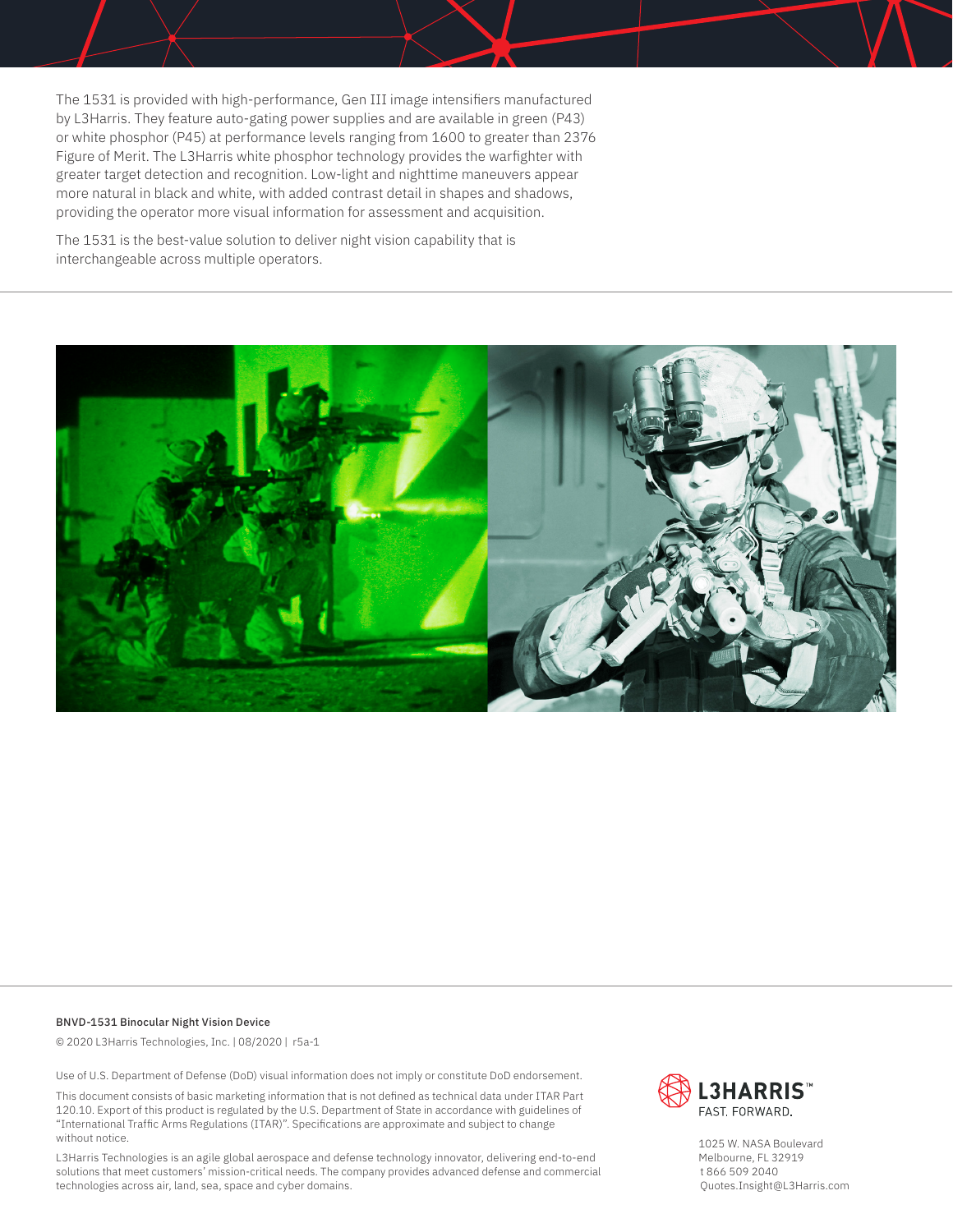The 1531 is provided with high-performance, Gen III image intensifiers manufactured by L3Harris. They feature auto-gating power supplies and are available in green (P43) or white phosphor (P45) at performance levels ranging from 1600 to greater than 2376 Figure of Merit. The L3Harris white phosphor technology provides the warfighter with greater target detection and recognition. Low-light and nighttime maneuvers appear more natural in black and white, with added contrast detail in shapes and shadows, providing the operator more visual information for assessment and acquisition.

The 1531 is the best-value solution to deliver night vision capability that is interchangeable across multiple operators.

**BNVD-1531 Binocular Night Vision Device**

© 2020 L3Harris Technologies, Inc. | 08/2020 | r5a-1

Use of U.S. Department of Defense (DoD) visual information does not imply or constitute DoD endorsement.

This document consists of basic marketing information that is not defined as technical data under ITAR Part 120.10. Export of this product is regulated by the U.S. Department of State in accordance with guidelines of "International Traffic Arms Regulations (ITAR)". Specifications are approximate and subject to change without notice.

L3Harris Technologies is an agile global aerospace and defense technology innovator, delivering end-to-end solutions that meet customers' mission-critical needs. The company provides advanced defense and commercial technologies across air, land, sea, space and cyber domains.

L3HARRIS™
FAST. FORWARD.

1025 W. NASA Boulevard
Melbourne, FL 32919
t 866 509 2040
Quotes.Insight@L3Harris.com